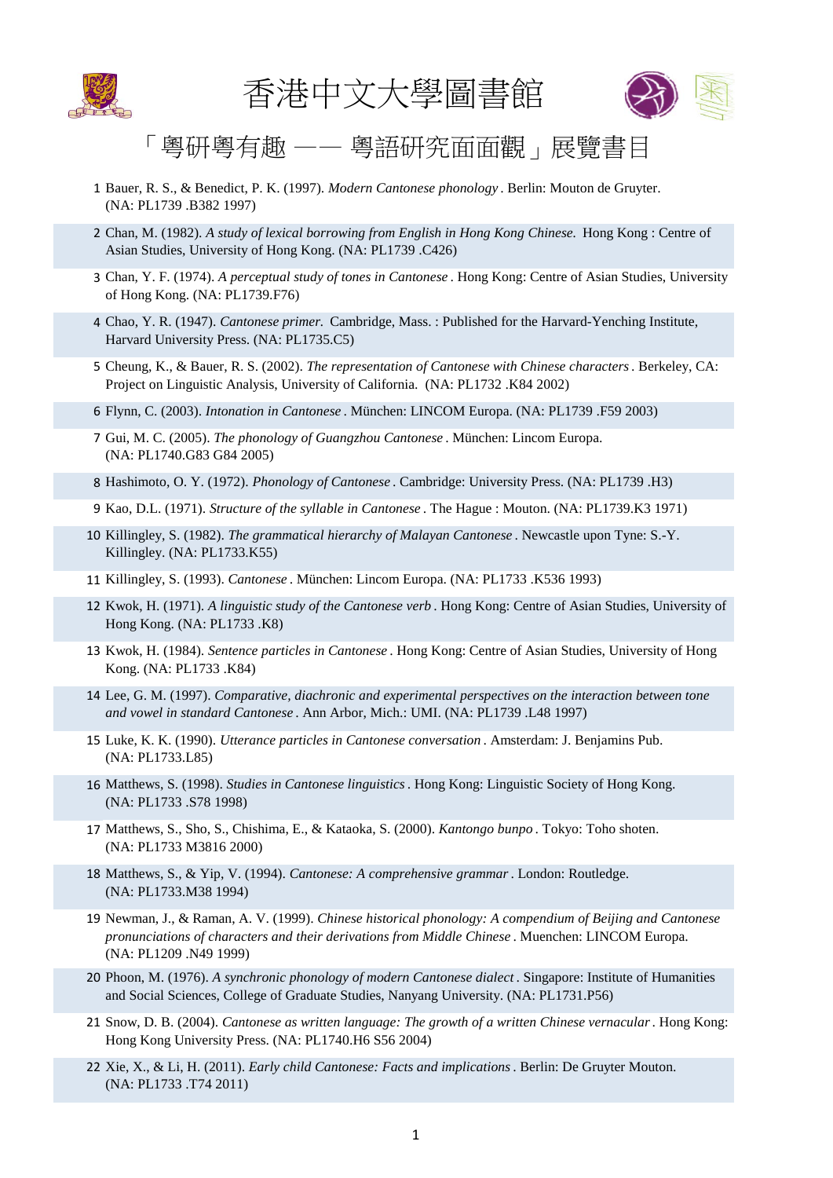# 香港中文大學圖書館

## 「粵研粵有趣 —— 粵語研究面面觀」展覽書目

1. Bauer, R. S., & Benedict, P. K. (1997). *Modern Cantonese phonology* . Berlin: Mouton de Gruyter. (NA: PL1739 .B382 1997)
2. Chan, M. (1982). *A study of lexical borrowing from English in Hong Kong Chinese.* Hong Kong : Centre of Asian Studies, University of Hong Kong. (NA: PL1739 .C426)
3. Chan, Y. F. (1974). *A perceptual study of tones in Cantonese* . Hong Kong: Centre of Asian Studies, University of Hong Kong. (NA: PL1739.F76)
4. Chao, Y. R. (1947). *Cantonese primer.* Cambridge, Mass. : Published for the Harvard-Yenching Institute, Harvard University Press. (NA: PL1735.C5)
5. Cheung, K., & Bauer, R. S. (2002). *The representation of Cantonese with Chinese characters* . Berkeley, CA: Project on Linguistic Analysis, University of California. (NA: PL1732 .K84 2002)
6. Flynn, C. (2003). *Intonation in Cantonese* . München: LINCOM Europa. (NA: PL1739 .F59 2003)
7. Gui, M. C. (2005). *The phonology of Guangzhou Cantonese* . München: Lincom Europa. (NA: PL1740.G83 G84 2005)
8. Hashimoto, O. Y. (1972). *Phonology of Cantonese* . Cambridge: University Press. (NA: PL1739 .H3)
9. Kao, D.L. (1971). *Structure of the syllable in Cantonese* . The Hague : Mouton. (NA: PL1739.K3 1971)
10. Killingley, S. (1982). *The grammatical hierarchy of Malayan Cantonese* . Newcastle upon Tyne: S.-Y. Killingley. (NA: PL1733.K55)
11. Killingley, S. (1993). *Cantonese* . München: Lincom Europa. (NA: PL1733 .K536 1993)
12. Kwok, H. (1971). *A linguistic study of the Cantonese verb* . Hong Kong: Centre of Asian Studies, University of Hong Kong. (NA: PL1733 .K8)
13. Kwok, H. (1984). *Sentence particles in Cantonese* . Hong Kong: Centre of Asian Studies, University of Hong Kong. (NA: PL1733 .K84)
14. Lee, G. M. (1997). *Comparative, diachronic and experimental perspectives on the interaction between tone and vowel in standard Cantonese* . Ann Arbor, Mich.: UMI. (NA: PL1739 .L48 1997)
15. Luke, K. K. (1990). *Utterance particles in Cantonese conversation* . Amsterdam: J. Benjamins Pub. (NA: PL1733.L85)
16. Matthews, S. (1998). *Studies in Cantonese linguistics* . Hong Kong: Linguistic Society of Hong Kong. (NA: PL1733 .S78 1998)
17. Matthews, S., Sho, S., Chishima, E., & Kataoka, S. (2000). *Kantongo bunpo* . Tokyo: Toho shoten. (NA: PL1733 M3816 2000)
18. Matthews, S., & Yip, V. (1994). *Cantonese: A comprehensive grammar* . London: Routledge. (NA: PL1733.M38 1994)
19. Newman, J., & Raman, A. V. (1999). *Chinese historical phonology: A compendium of Beijing and Cantonese pronunciations of characters and their derivations from Middle Chinese* . Muenchen: LINCOM Europa. (NA: PL1209 .N49 1999)
20. Phoon, M. (1976). *A synchronic phonology of modern Cantonese dialect* . Singapore: Institute of Humanities and Social Sciences, College of Graduate Studies, Nanyang University. (NA: PL1731.P56)
21. Snow, D. B. (2004). *Cantonese as written language: The growth of a written Chinese vernacular* . Hong Kong: Hong Kong University Press. (NA: PL1740.H6 S56 2004)
22. Xie, X., & Li, H. (2011). *Early child Cantonese: Facts and implications* . Berlin: De Gruyter Mouton. (NA: PL1733 .T74 2011)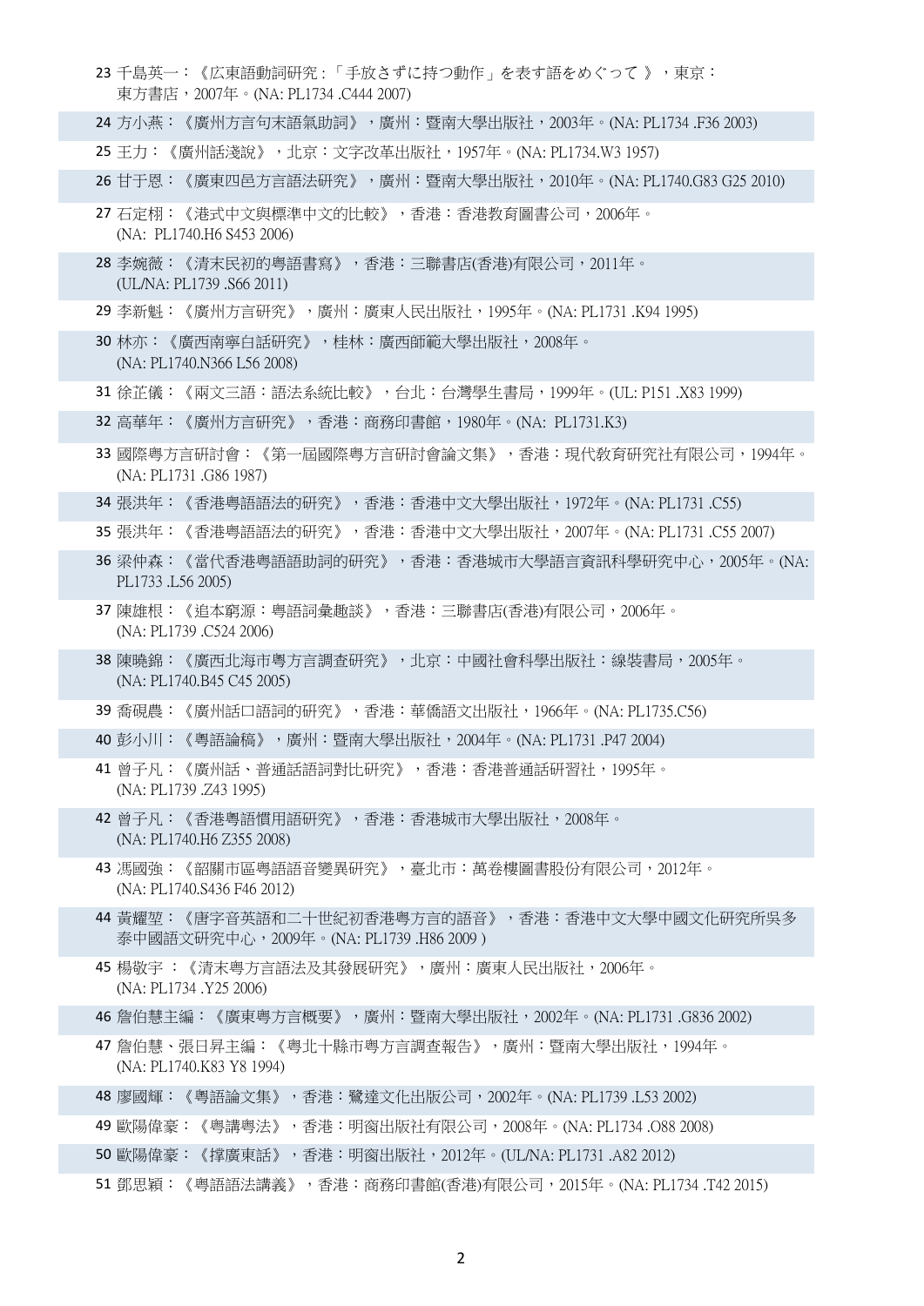23 千島英一：《広東語動詞研究：「手放さずに持つ動作」を表す語をめぐって 》，東京：東方書店，2007年。(NA: PL1734 .C444 2007)

24 方小燕：《廣州方言句末語氣助詞》，廣州：暨南大學出版社，2003年。(NA: PL1734 .F36 2003)

25 王力：《廣州話淺說》，北京：文字改革出版社，1957年。(NA: PL1734.W3 1957)

26 甘于恩：《廣東四邑方言語法研究》，廣州：暨南大學出版社，2010年。(NA: PL1740.G83 G25 2010)

27 石定栩：《港式中文與標準中文的比較》，香港：香港教育圖書公司，2006年。(NA: PL1740.H6 S453 2006)

28 李婉薇：《清末民初的粵語書寫》，香港：三聯書店(香港)有限公司，2011年。(UL/NA: PL1739 .S66 2011)

29 李新魁：《廣州方言研究》，廣州：廣東人民出版社，1995年。(NA: PL1731 .K94 1995)

30 林亦：《廣西南寧白話研究》，桂林：廣西師範大學出版社，2008年。(NA: PL1740.N366 L56 2008)

31 徐芷儀：《兩文三語：語法系統比較》，台北：台灣學生書局，1999年。(UL: P151 .X83 1999)

32 高華年：《廣州方言研究》，香港：商務印書館，1980年。(NA: PL1731.K3)

33 國際粵方言研討會：《第一屆國際粵方言研討會論文集》，香港：現代教育研究社有限公司，1994年。(NA: PL1731 .G86 1987)

34 張洪年：《香港粵語語法的研究》，香港：香港中文大學出版社，1972年。(NA: PL1731 .C55)

35 張洪年：《香港粵語語法的研究》，香港：香港中文大學出版社，2007年。(NA: PL1731 .C55 2007)

36 梁仲森：《當代香港粵語語助詞的研究》，香港：香港城市大學語言資訊科學研究中心，2005年。(NA: PL1733 .L56 2005)

37 陳雄根：《追本窮源：粵語詞彙趣談》，香港：三聯書店(香港)有限公司，2006年。(NA: PL1739 .C524 2006)

38 陳曉錦：《廣西北海市粵方言調查研究》，北京：中國社會科學出版社：線裝書局，2005年。(NA: PL1740.B45 C45 2005)

39 喬硯農：《廣州話口語詞的研究》，香港：華僑語文出版社，1966年。(NA: PL1735.C56)

40 彭小川：《粵語論稿》，廣州：暨南大學出版社，2004年。(NA: PL1731 .P47 2004)

41 曾子凡：《廣州話、普通話語詞對比研究》，香港：香港普通話研習社，1995年。(NA: PL1739 .Z43 1995)

42 曾子凡：《香港粵語慣用語研究》，香港：香港城市大學出版社，2008年。(NA: PL1740.H6 Z355 2008)

43 馮國強：《韶關市區粵語語音變異研究》，臺北市：萬卷樓圖書股份有限公司，2012年。(NA: PL1740.S436 F46 2012)

44 黃耀堃：《唐字音英語和二十世紀初香港粵方言的語音》，香港：香港中文大學中國文化研究所吳多泰中國語文研究中心，2009年。(NA: PL1739 .H86 2009 )

45 楊敬宇 ：《清末粵方言語法及其發展研究》，廣州：廣東人民出版社，2006年。(NA: PL1734 .Y25 2006)

46 詹伯慧主編：《廣東粵方言概要》，廣州：暨南大學出版社，2002年。(NA: PL1731 .G836 2002)

47 詹伯慧、張日昇主編：《粵北十縣市粵方言調查報告》，廣州：暨南大學出版社，1994年。(NA: PL1740.K83 Y8 1994)

48 廖國輝：《粵語論文集》，香港：鷺達文化出版公司，2002年。(NA: PL1739 .L53 2002)

49 歐陽偉豪：《粵講粵法》，香港：明窗出版社有限公司，2008年。(NA: PL1734 .O88 2008)

50 歐陽偉豪：《撐廣東話》，香港：明窗出版社，2012年。(UL/NA: PL1731 .A82 2012)

51 鄧思穎：《粵語語法講義》，香港：商務印書館(香港)有限公司，2015年。(NA: PL1734 .T42 2015)